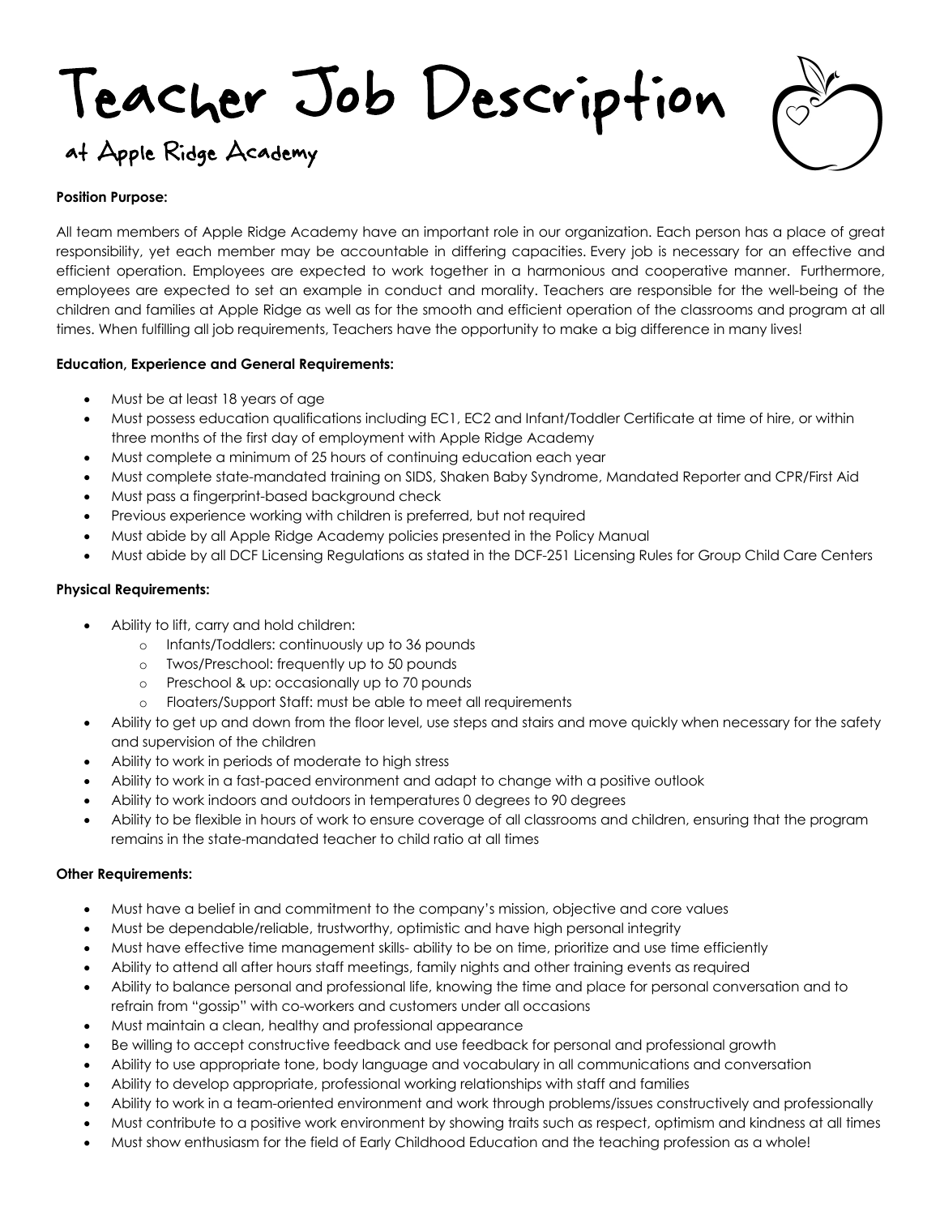# Teacher Job Description

## at Apple Ridge Academy

**Position Purpose:**

All team members of Apple Ridge Academy have an important role in our organization. Each person has a place of great responsibility, yet each member may be accountable in differing capacities. Every job is necessary for an effective and efficient operation. Employees are expected to work together in a harmonious and cooperative manner. Furthermore, employees are expected to set an example in conduct and morality. Teachers are responsible for the well-being of the children and families at Apple Ridge as well as for the smooth and efficient operation of the classrooms and program at all times. When fulfilling all job requirements, Teachers have the opportunity to make a big difference in many lives!

**Education, Experience and General Requirements:**

- Must be at least 18 years of age
- Must possess education qualifications including EC1, EC2 and Infant/Toddler Certificate at time of hire, or within three months of the first day of employment with Apple Ridge Academy
- Must complete a minimum of 25 hours of continuing education each year
- Must complete state-mandated training on SIDS, Shaken Baby Syndrome, Mandated Reporter and CPR/First Aid
- Must pass a fingerprint-based background check
- Previous experience working with children is preferred, but not required
- Must abide by all Apple Ridge Academy policies presented in the Policy Manual
- Must abide by all DCF Licensing Regulations as stated in the DCF-251 Licensing Rules for Group Child Care Centers

**Physical Requirements:**

- Ability to lift, carry and hold children:
  - Infants/Toddlers: continuously up to 36 pounds
  - Twos/Preschool: frequently up to 50 pounds
  - Preschool & up: occasionally up to 70 pounds
  - Floaters/Support Staff: must be able to meet all requirements
- Ability to get up and down from the floor level, use steps and stairs and move quickly when necessary for the safety and supervision of the children
- Ability to work in periods of moderate to high stress
- Ability to work in a fast-paced environment and adapt to change with a positive outlook
- Ability to work indoors and outdoors in temperatures 0 degrees to 90 degrees
- Ability to be flexible in hours of work to ensure coverage of all classrooms and children, ensuring that the program remains in the state-mandated teacher to child ratio at all times

**Other Requirements:**

- Must have a belief in and commitment to the company's mission, objective and core values
- Must be dependable/reliable, trustworthy, optimistic and have high personal integrity
- Must have effective time management skills- ability to be on time, prioritize and use time efficiently
- Ability to attend all after hours staff meetings, family nights and other training events as required
- Ability to balance personal and professional life, knowing the time and place for personal conversation and to refrain from "gossip" with co-workers and customers under all occasions
- Must maintain a clean, healthy and professional appearance
- Be willing to accept constructive feedback and use feedback for personal and professional growth
- Ability to use appropriate tone, body language and vocabulary in all communications and conversation
- Ability to develop appropriate, professional working relationships with staff and families
- Ability to work in a team-oriented environment and work through problems/issues constructively and professionally
- Must contribute to a positive work environment by showing traits such as respect, optimism and kindness at all times
- Must show enthusiasm for the field of Early Childhood Education and the teaching profession as a whole!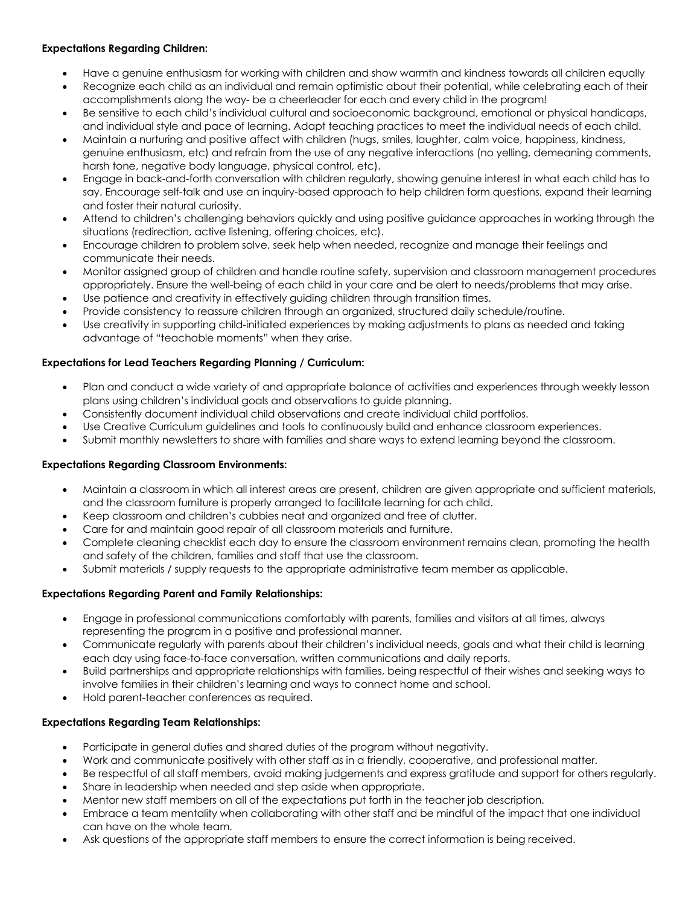**Expectations Regarding Children:**

- Have a genuine enthusiasm for working with children and show warmth and kindness towards all children equally
- Recognize each child as an individual and remain optimistic about their potential, while celebrating each of their accomplishments along the way- be a cheerleader for each and every child in the program!
- Be sensitive to each child's individual cultural and socioeconomic background, emotional or physical handicaps, and individual style and pace of learning. Adapt teaching practices to meet the individual needs of each child.
- Maintain a nurturing and positive affect with children (hugs, smiles, laughter, calm voice, happiness, kindness, genuine enthusiasm, etc) and refrain from the use of any negative interactions (no yelling, demeaning comments, harsh tone, negative body language, physical control, etc).
- Engage in back-and-forth conversation with children regularly, showing genuine interest in what each child has to say. Encourage self-talk and use an inquiry-based approach to help children form questions, expand their learning and foster their natural curiosity.
- Attend to children's challenging behaviors quickly and using positive guidance approaches in working through the situations (redirection, active listening, offering choices, etc).
- Encourage children to problem solve, seek help when needed, recognize and manage their feelings and communicate their needs.
- Monitor assigned group of children and handle routine safety, supervision and classroom management procedures appropriately. Ensure the well-being of each child in your care and be alert to needs/problems that may arise.
- Use patience and creativity in effectively guiding children through transition times.
- Provide consistency to reassure children through an organized, structured daily schedule/routine.
- Use creativity in supporting child-initiated experiences by making adjustments to plans as needed and taking advantage of "teachable moments" when they arise.

**Expectations for Lead Teachers Regarding Planning / Curriculum:**

- Plan and conduct a wide variety of and appropriate balance of activities and experiences through weekly lesson plans using children's individual goals and observations to guide planning.
- Consistently document individual child observations and create individual child portfolios.
- Use Creative Curriculum guidelines and tools to continuously build and enhance classroom experiences.
- Submit monthly newsletters to share with families and share ways to extend learning beyond the classroom.

**Expectations Regarding Classroom Environments:**

- Maintain a classroom in which all interest areas are present, children are given appropriate and sufficient materials, and the classroom furniture is properly arranged to facilitate learning for ach child.
- Keep classroom and children's cubbies neat and organized and free of clutter.
- Care for and maintain good repair of all classroom materials and furniture.
- Complete cleaning checklist each day to ensure the classroom environment remains clean, promoting the health and safety of the children, families and staff that use the classroom.
- Submit materials / supply requests to the appropriate administrative team member as applicable.

**Expectations Regarding Parent and Family Relationships:**

- Engage in professional communications comfortably with parents, families and visitors at all times, always representing the program in a positive and professional manner.
- Communicate regularly with parents about their children's individual needs, goals and what their child is learning each day using face-to-face conversation, written communications and daily reports.
- Build partnerships and appropriate relationships with families, being respectful of their wishes and seeking ways to involve families in their children's learning and ways to connect home and school.
- Hold parent-teacher conferences as required.

**Expectations Regarding Team Relationships:**

- Participate in general duties and shared duties of the program without negativity.
- Work and communicate positively with other staff as in a friendly, cooperative, and professional matter.
- Be respectful of all staff members, avoid making judgements and express gratitude and support for others regularly.
- Share in leadership when needed and step aside when appropriate.
- Mentor new staff members on all of the expectations put forth in the teacher job description.
- Embrace a team mentality when collaborating with other staff and be mindful of the impact that one individual can have on the whole team.
- Ask questions of the appropriate staff members to ensure the correct information is being received.